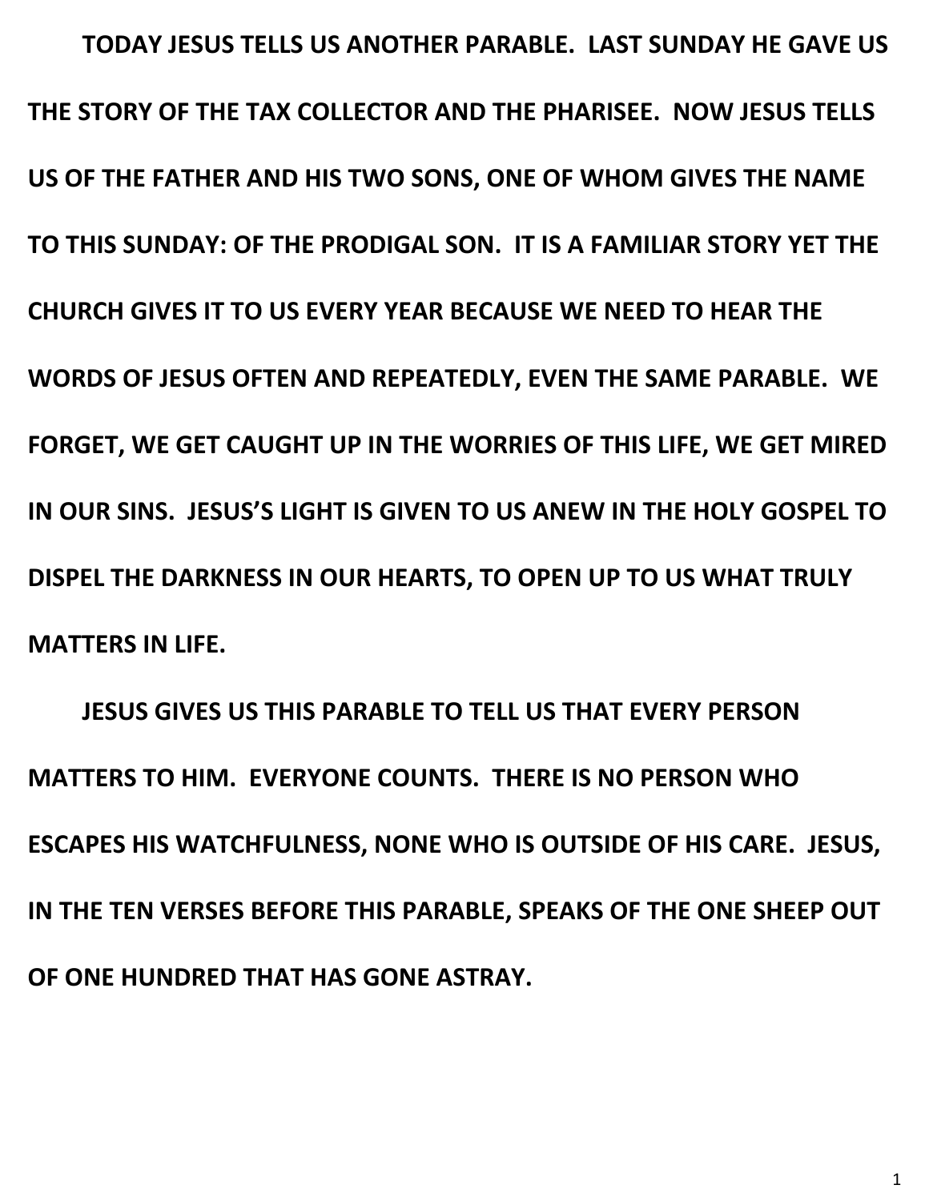**TODAY JESUS TELLS US ANOTHER PARABLE. LAST SUNDAY HE GAVE US THE STORY OF THE TAX COLLECTOR AND THE PHARISEE. NOW JESUS TELLS US OF THE FATHER AND HIS TWO SONS, ONE OF WHOM GIVES THE NAME TO THIS SUNDAY: OF THE PRODIGAL SON. IT IS A FAMILIAR STORY YET THE CHURCH GIVES IT TO US EVERY YEAR BECAUSE WE NEED TO HEAR THE WORDS OF JESUS OFTEN AND REPEATEDLY, EVEN THE SAME PARABLE. WE FORGET, WE GET CAUGHT UP IN THE WORRIES OF THIS LIFE, WE GET MIRED IN OUR SINS. JESUS'S LIGHT IS GIVEN TO US ANEW IN THE HOLY GOSPEL TO DISPEL THE DARKNESS IN OUR HEARTS, TO OPEN UP TO US WHAT TRULY MATTERS IN LIFE.**

**JESUS GIVES US THIS PARABLE TO TELL US THAT EVERY PERSON MATTERS TO HIM. EVERYONE COUNTS. THERE IS NO PERSON WHO ESCAPES HIS WATCHFULNESS, NONE WHO IS OUTSIDE OF HIS CARE. JESUS, IN THE TEN VERSES BEFORE THIS PARABLE, SPEAKS OF THE ONE SHEEP OUT OF ONE HUNDRED THAT HAS GONE ASTRAY.**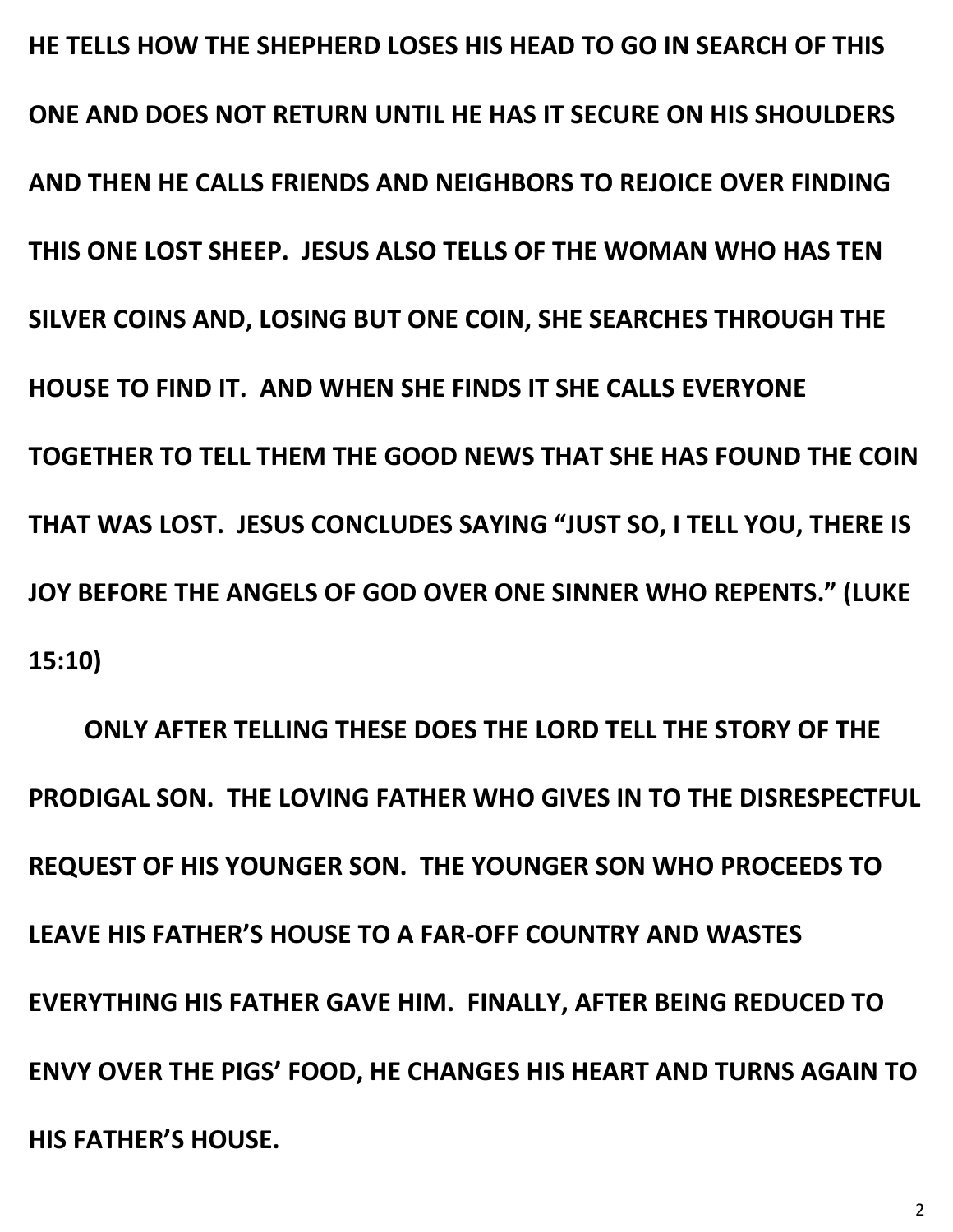**HE TELLS HOW THE SHEPHERD LOSES HIS HEAD TO GO IN SEARCH OF THIS ONE AND DOES NOT RETURN UNTIL HE HAS IT SECURE ON HIS SHOULDERS AND THEN HE CALLS FRIENDS AND NEIGHBORS TO REJOICE OVER FINDING THIS ONE LOST SHEEP. JESUS ALSO TELLS OF THE WOMAN WHO HAS TEN SILVER COINS AND, LOSING BUT ONE COIN, SHE SEARCHES THROUGH THE HOUSE TO FIND IT. AND WHEN SHE FINDS IT SHE CALLS EVERYONE TOGETHER TO TELL THEM THE GOOD NEWS THAT SHE HAS FOUND THE COIN THAT WAS LOST. JESUS CONCLUDES SAYING "JUST SO, I TELL YOU, THERE IS JOY BEFORE THE ANGELS OF GOD OVER ONE SINNER WHO REPENTS." (LUKE 15:10)**

**ONLY AFTER TELLING THESE DOES THE LORD TELL THE STORY OF THE PRODIGAL SON. THE LOVING FATHER WHO GIVES IN TO THE DISRESPECTFUL REQUEST OF HIS YOUNGER SON. THE YOUNGER SON WHO PROCEEDS TO LEAVE HIS FATHER'S HOUSE TO A FAR-OFF COUNTRY AND WASTES EVERYTHING HIS FATHER GAVE HIM. FINALLY, AFTER BEING REDUCED TO ENVY OVER THE PIGS' FOOD, HE CHANGES HIS HEART AND TURNS AGAIN TO HIS FATHER'S HOUSE.**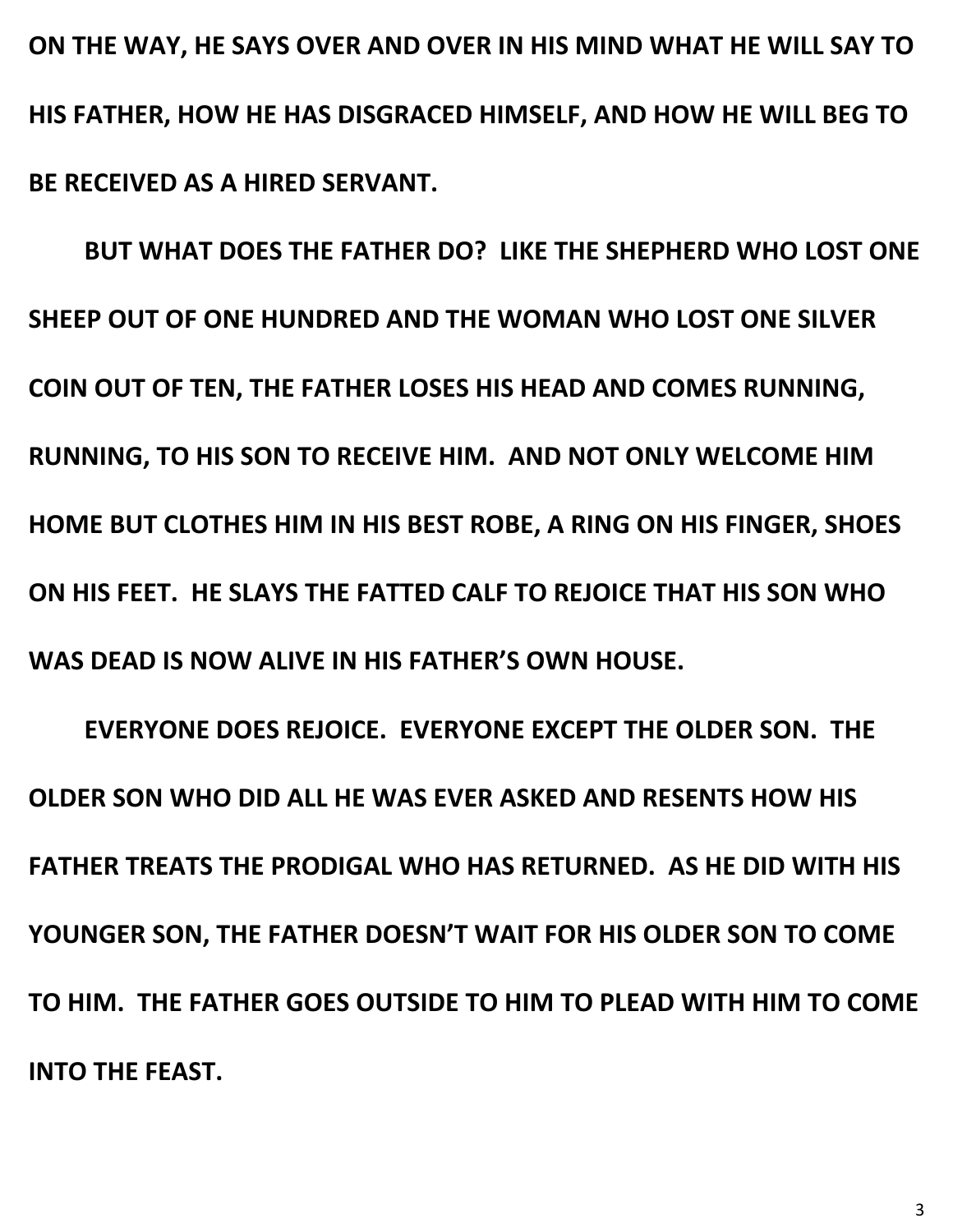ON THE WAY, HE SAYS OVER AND OVER IN HIS MIND WHAT HE WILL SAY TO HIS FATHER, HOW HE HAS DISGRACED HIMSELF, AND HOW HE WILL BEG TO BE RECEIVED AS A HIRED SERVANT.

BUT WHAT DOES THE FATHER DO? LIKE THE SHEPHERD WHO LOST ONE SHEEP OUT OF ONE HUNDRED AND THE WOMAN WHO LOST ONE SILVER COIN OUT OF TEN, THE FATHER LOSES HIS HEAD AND COMES RUNNING, RUNNING, TO HIS SON TO RECEIVE HIM. AND NOT ONLY WELCOME HIM HOME BUT CLOTHES HIM IN HIS BEST ROBE, A RING ON HIS FINGER, SHOES ON HIS FEET. HE SLAYS THE FATTED CALF TO REJOICE THAT HIS SON WHO WAS DEAD IS NOW ALIVE IN HIS FATHER'S OWN HOUSE.

EVERYONE DOES REJOICE. EVERYONE EXCEPT THE OLDER SON. THE OLDER SON WHO DID ALL HE WAS EVER ASKED AND RESENTS HOW HIS FATHER TREATS THE PRODIGAL WHO HAS RETURNED. AS HE DID WITH HIS YOUNGER SON, THE FATHER DOESN'T WAIT FOR HIS OLDER SON TO COME TO HIM. THE FATHER GOES OUTSIDE TO HIM TO PLEAD WITH HIM TO COME INTO THE FEAST.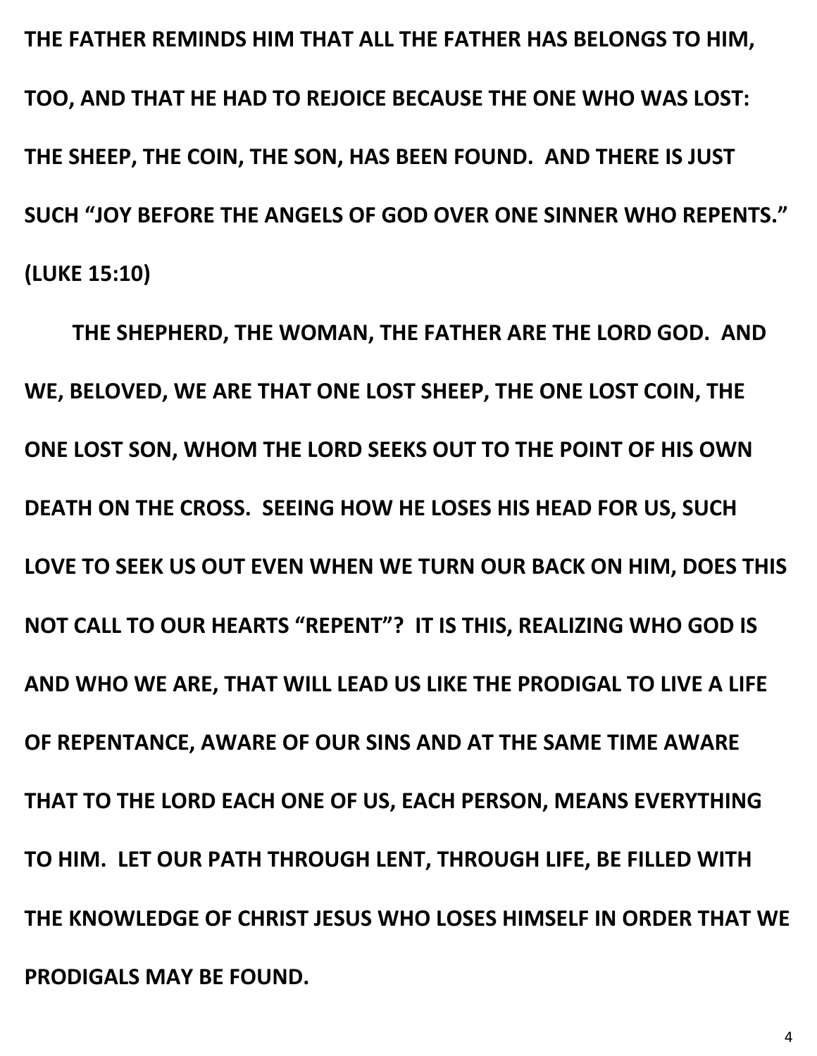**THE FATHER REMINDS HIM THAT ALL THE FATHER HAS BELONGS TO HIM, TOO, AND THAT HE HAD TO REJOICE BECAUSE THE ONE WHO WAS LOST: THE SHEEP, THE COIN, THE SON, HAS BEEN FOUND. AND THERE IS JUST SUCH "JOY BEFORE THE ANGELS OF GOD OVER ONE SINNER WHO REPENTS." (LUKE 15:10)**

**THE SHEPHERD, THE WOMAN, THE FATHER ARE THE LORD GOD. AND WE, BELOVED, WE ARE THAT ONE LOST SHEEP, THE ONE LOST COIN, THE ONE LOST SON, WHOM THE LORD SEEKS OUT TO THE POINT OF HIS OWN DEATH ON THE CROSS. SEEING HOW HE LOSES HIS HEAD FOR US, SUCH LOVE TO SEEK US OUT EVEN WHEN WE TURN OUR BACK ON HIM, DOES THIS NOT CALL TO OUR HEARTS "REPENT"? IT IS THIS, REALIZING WHO GOD IS AND WHO WE ARE, THAT WILL LEAD US LIKE THE PRODIGAL TO LIVE A LIFE OF REPENTANCE, AWARE OF OUR SINS AND AT THE SAME TIME AWARE THAT TO THE LORD EACH ONE OF US, EACH PERSON, MEANS EVERYTHING TO HIM. LET OUR PATH THROUGH LENT, THROUGH LIFE, BE FILLED WITH THE KNOWLEDGE OF CHRIST JESUS WHO LOSES HIMSELF IN ORDER THAT WE PRODIGALS MAY BE FOUND.**